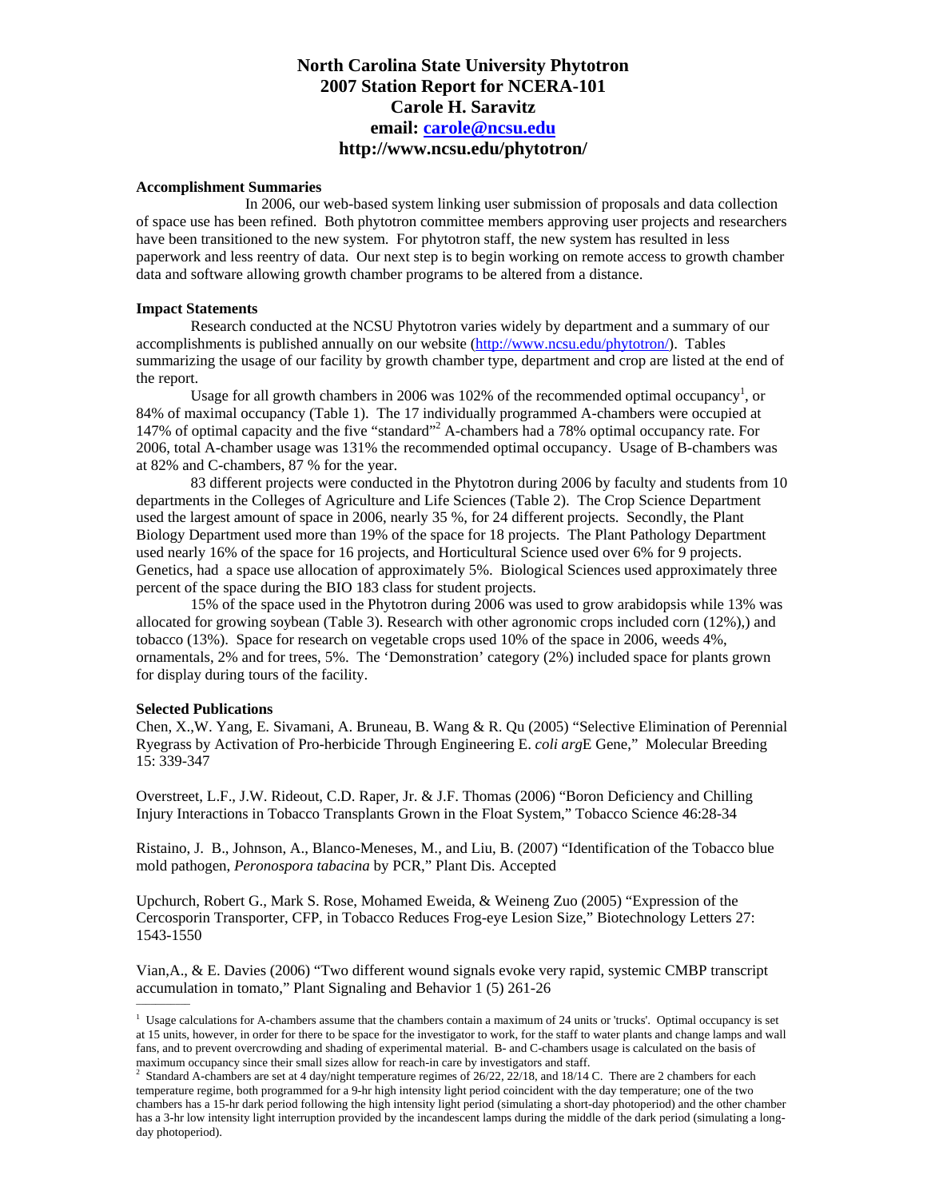# North Carolina State University Phytotron
## 2007 Station Report for NCERA-101
## Carole H. Saravitz
## email: carole@ncsu.edu
## http://www.ncsu.edu/phytotron/

**Accomplishment Summaries**

In 2006, our web-based system linking user submission of proposals and data collection of space use has been refined. Both phytotron committee members approving user projects and researchers have been transitioned to the new system. For phytotron staff, the new system has resulted in less paperwork and less reentry of data. Our next step is to begin working on remote access to growth chamber data and software allowing growth chamber programs to be altered from a distance.

**Impact Statements**

Research conducted at the NCSU Phytotron varies widely by department and a summary of our accomplishments is published annually on our website (http://www.ncsu.edu/phytotron/). Tables summarizing the usage of our facility by growth chamber type, department and crop are listed at the end of the report.

Usage for all growth chambers in 2006 was 102% of the recommended optimal occupancy[1], or 84% of maximal occupancy (Table 1). The 17 individually programmed A-chambers were occupied at 147% of optimal capacity and the five "standard"[2] A-chambers had a 78% optimal occupancy rate. For 2006, total A-chamber usage was 131% the recommended optimal occupancy. Usage of B-chambers was at 82% and C-chambers, 87 % for the year.

83 different projects were conducted in the Phytotron during 2006 by faculty and students from 10 departments in the Colleges of Agriculture and Life Sciences (Table 2). The Crop Science Department used the largest amount of space in 2006, nearly 35 %, for 24 different projects. Secondly, the Plant Biology Department used more than 19% of the space for 18 projects. The Plant Pathology Department used nearly 16% of the space for 16 projects, and Horticultural Science used over 6% for 9 projects. Genetics, had a space use allocation of approximately 5%. Biological Sciences used approximately three percent of the space during the BIO 183 class for student projects.

15% of the space used in the Phytotron during 2006 was used to grow arabidopsis while 13% was allocated for growing soybean (Table 3). Research with other agronomic crops included corn (12%),) and tobacco (13%). Space for research on vegetable crops used 10% of the space in 2006, weeds 4%, ornamentals, 2% and for trees, 5%. The 'Demonstration' category (2%) included space for plants grown for display during tours of the facility.

**Selected Publications**

Chen, X.,W. Yang, E. Sivamani, A. Bruneau, B. Wang & R. Qu (2005) "Selective Elimination of Perennial Ryegrass by Activation of Pro-herbicide Through Engineering E. *coli arg*E Gene," Molecular Breeding 15: 339-347

Overstreet, L.F., J.W. Rideout, C.D. Raper, Jr. & J.F. Thomas (2006) "Boron Deficiency and Chilling Injury Interactions in Tobacco Transplants Grown in the Float System," Tobacco Science 46:28-34

Ristaino, J. B., Johnson, A., Blanco-Meneses, M., and Liu, B. (2007) "Identification of the Tobacco blue mold pathogen, *Peronospora tabacina* by PCR," Plant Dis. Accepted

Upchurch, Robert G., Mark S. Rose, Mohamed Eweida, & Weineng Zuo (2005) "Expression of the Cercosporin Transporter, CFP, in Tobacco Reduces Frog-eye Lesion Size," Biotechnology Letters 27: 1543-1550

Vian,A., & E. Davies (2006) "Two different wound signals evoke very rapid, systemic CMBP transcript accumulation in tomato," Plant Signaling and Behavior 1 (5) 261-26

---

[1] Usage calculations for A-chambers assume that the chambers contain a maximum of 24 units or 'trucks'. Optimal occupancy is set at 15 units, however, in order for there to be space for the investigator to work, for the staff to water plants and change lamps and wall fans, and to prevent overcrowding and shading of experimental material. B- and C-chambers usage is calculated on the basis of maximum occupancy since their small sizes allow for reach-in care by investigators and staff.

[2] Standard A-chambers are set at 4 day/night temperature regimes of 26/22, 22/18, and 18/14 C. There are 2 chambers for each temperature regime, both programmed for a 9-hr high intensity light period coincident with the day temperature; one of the two chambers has a 15-hr dark period following the high intensity light period (simulating a short-day photoperiod) and the other chamber has a 3-hr low intensity light interruption provided by the incandescent lamps during the middle of the dark period (simulating a long-day photoperiod).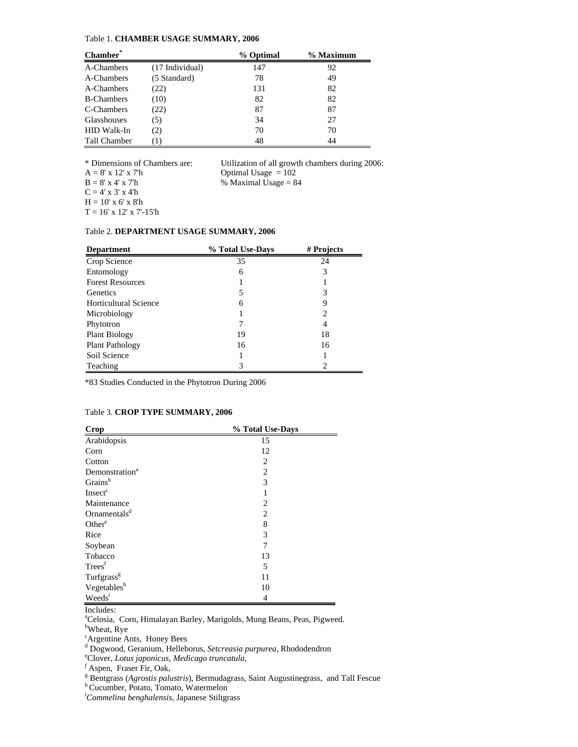Table 1. **CHAMBER USAGE SUMMARY, 2006**

| Chamber* | | % Optimal | % Maximum |
|---|---|---|---|
| A-Chambers | (17 Individual) | 147 | 92 |
| A-Chambers | (5 Standard) | 78 | 49 |
| A-Chambers | (22) | 131 | 82 |
| B-Chambers | (10) | 82 | 82 |
| C-Chambers | (22) | 87 | 87 |
| Glasshouses | (5) | 34 | 27 |
| HID Walk-In | (2) | 70 | 70 |
| Tall Chamber | (1) | 48 | 44 |

\* Dimensions of Chambers are:
A = 8' x 12' x 7'h
B = 8' x 4' x 7'h
C = 4' x 3' x 4'h
H = 10' x 6' x 8'h
T = 16' x 12' x 7'-15'h

Utilization of all growth chambers during 2006:
Optimal Usage = 102
% Maximal Usage = 84

Table 2. **DEPARTMENT USAGE SUMMARY, 2006**

| Department | % Total Use-Days | # Projects |
|---|---|---|
| Crop Science | 35 | 24 |
| Entomology | 6 | 3 |
| Forest Resources | 1 | 1 |
| Genetics | 5 | 3 |
| Horticultural Science | 6 | 9 |
| Microbiology | 1 | 2 |
| Phytotron | 7 | 4 |
| Plant Biology | 19 | 18 |
| Plant Pathology | 16 | 16 |
| Soil Science | 1 | 1 |
| Teaching | 3 | 2 |

\*83 Studies Conducted in the Phytotron During 2006

Table 3. **CROP TYPE SUMMARY, 2006**

| Crop | % Total Use-Days |
|---|---|
| Arabidopsis | 15 |
| Corn | 12 |
| Cotton | 2 |
| Demonstration[a] | 2 |
| Grains[b] | 3 |
| Insect[c] | 1 |
| Maintenance | 2 |
| Ornamentals[d] | 2 |
| Other[e] | 8 |
| Rice | 3 |
| Soybean | 7 |
| Tobacco | 13 |
| Trees[f] | 5 |
| Turfgrass[g] | 11 |
| Vegetables[h] | 10 |
| Weeds[i] | 4 |

Includes:
[a]Celosia, Corn, Himalayan Barley, Marigolds, Mung Beans, Peas, Pigweed.
[b]Wheat, Rye
[c]Argentine Ants, Honey Bees
[d] Dogwood, Geranium, Helleborus, *Setcreasia purpurea*, Rhododendron
[e]Clover, *Lotus japonicus*, *Medicago truncatula*,
[f] Aspen, Fraser Fir, Oak,
[g] Bentgrass (*Agrostis palustris*), Bermudagrass, Saint Augustinegrass, and Tall Fescue
[h] Cucumber, Potato, Tomato, Watermelon
[i]*Commelina benghalensis*, Japanese Stiltgrass